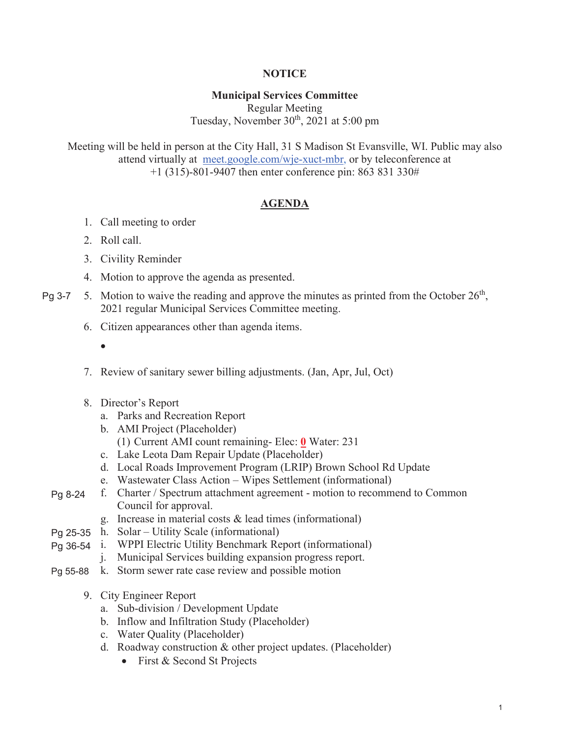**NOTICE**

**Municipal Services Committee**
Regular Meeting
Tuesday, November 30th, 2021 at 5:00 pm

Meeting will be held in person at the City Hall, 31 S Madison St Evansville, WI. Public may also attend virtually at meet.google.com/wje-xuct-mbr, or by teleconference at +1 (315)-801-9407 then enter conference pin: 863 831 330#

## AGENDA

1. Call meeting to order
2. Roll call.
3. Civility Reminder
4. Motion to approve the agenda as presented.
5. Motion to waive the reading and approve the minutes as printed from the October 26th, 2021 regular Municipal Services Committee meeting. (Pg 3-7)
6. Citizen appearances other than agenda items.
   - 
7. Review of sanitary sewer billing adjustments. (Jan, Apr, Jul, Oct)
8. Director's Report
   a. Parks and Recreation Report
   b. AMI Project (Placeholder)
      (1) Current AMI count remaining- Elec: **0** Water: 231
   c. Lake Leota Dam Repair Update (Placeholder)
   d. Local Roads Improvement Program (LRIP) Brown School Rd Update
   e. Wastewater Class Action – Wipes Settlement (informational)
   f. Charter / Spectrum attachment agreement - motion to recommend to Common Council for approval. (Pg 8-24)
   g. Increase in material costs & lead times (informational)
   h. Solar – Utility Scale (informational) (Pg 25-35)
   i. WPPI Electric Utility Benchmark Report (informational) (Pg 36-54)
   j. Municipal Services building expansion progress report.
   k. Storm sewer rate case review and possible motion (Pg 55-88)
9. City Engineer Report
   a. Sub-division / Development Update
   b. Inflow and Infiltration Study (Placeholder)
   c. Water Quality (Placeholder)
   d. Roadway construction & other project updates. (Placeholder)
      - First & Second St Projects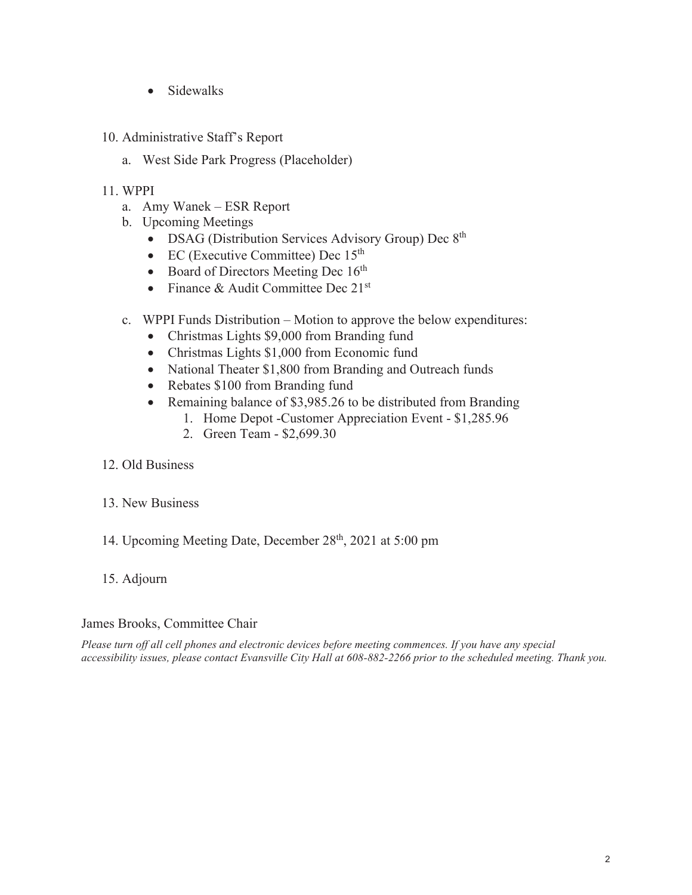- Sidewalks

10. Administrative Staff's Report
    a. West Side Park Progress (Placeholder)

11. WPPI
    a. Amy Wanek – ESR Report
    b. Upcoming Meetings
       - DSAG (Distribution Services Advisory Group) Dec 8th
       - EC (Executive Committee) Dec 15th
       - Board of Directors Meeting Dec 16th
       - Finance & Audit Committee Dec 21st

    c. WPPI Funds Distribution – Motion to approve the below expenditures:
       - Christmas Lights $9,000 from Branding fund
       - Christmas Lights $1,000 from Economic fund
       - National Theater $1,800 from Branding and Outreach funds
       - Rebates $100 from Branding fund
       - Remaining balance of $3,985.26 to be distributed from Branding
         1. Home Depot -Customer Appreciation Event - $1,285.96
         2. Green Team - $2,699.30

12. Old Business

13. New Business

14. Upcoming Meeting Date, December 28th, 2021 at 5:00 pm

15. Adjourn

James Brooks, Committee Chair

*Please turn off all cell phones and electronic devices before meeting commences. If you have any special accessibility issues, please contact Evansville City Hall at 608-882-2266 prior to the scheduled meeting. Thank you.*